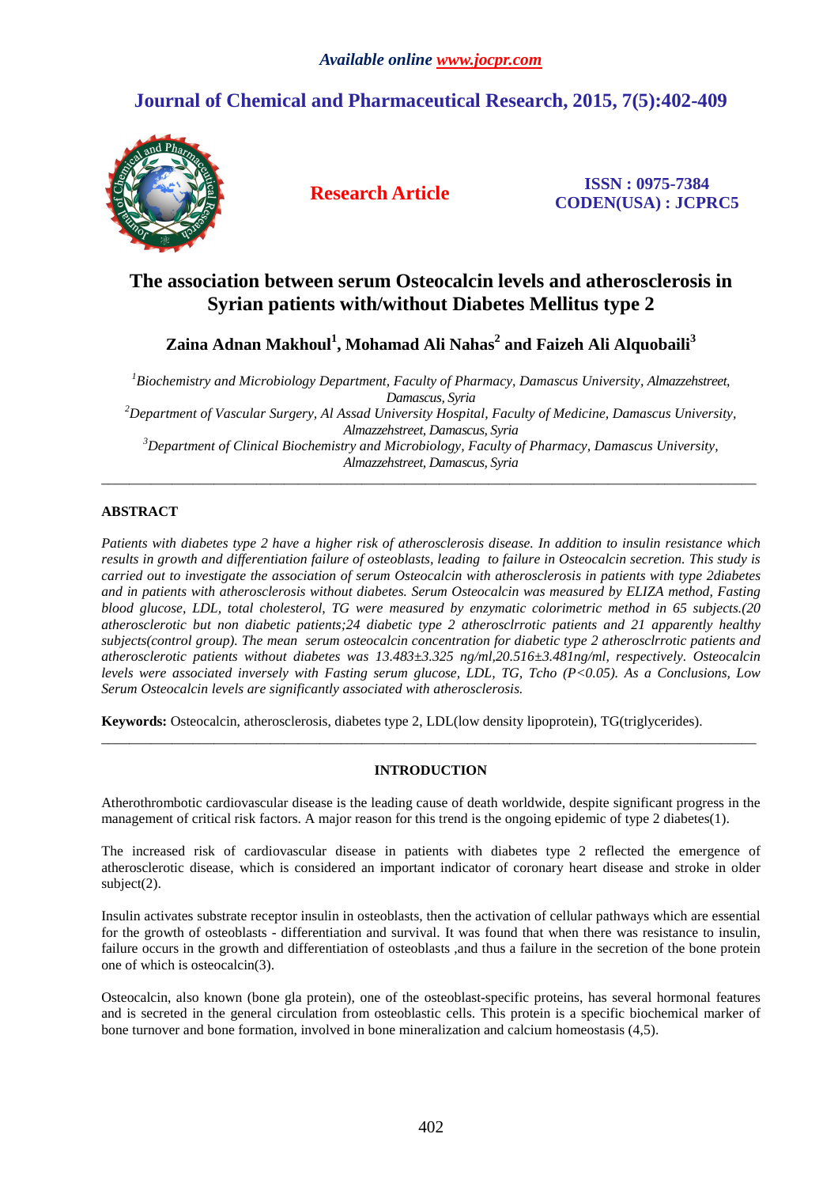*Available online www.jocpr.com*

## Journal of Chemical and Pharmaceutical Research, 2015, 7(5):402-409

**Research Article**

**ISSN : 0975-7384**
**CODEN(USA) : JCPRC5**

# The association between serum Osteocalcin levels and atherosclerosis in Syrian patients with/without Diabetes Mellitus type 2

**Zaina Adnan Makhoul[1], Mohamad Ali Nahas[2] and Faizeh Ali Alquobaili[3]**

*[1]Biochemistry and Microbiology Department, Faculty of Pharmacy, Damascus University, Almazzehstreet, Damascus, Syria*
*[2]Department of Vascular Surgery, Al Assad University Hospital, Faculty of Medicine, Damascus University, Almazzehstreet, Damascus, Syria*
*[3]Department of Clinical Biochemistry and Microbiology, Faculty of Pharmacy, Damascus University, Almazzehstreet, Damascus, Syria*

---

## ABSTRACT

*Patients with diabetes type 2 have a higher risk of atherosclerosis disease. In addition to insulin resistance which results in growth and differentiation failure of osteoblasts, leading to failure in Osteocalcin secretion. This study is carried out to investigate the association of serum Osteocalcin with atherosclerosis in patients with type 2diabetes and in patients with atherosclerosis without diabetes. Serum Osteocalcin was measured by ELIZA method, Fasting blood glucose, LDL, total cholesterol, TG were measured by enzymatic colorimetric method in 65 subjects.(20 atherosclerotic but non diabetic patients;24 diabetic type 2 atherosclrrotic patients and 21 apparently healthy subjects(control group). The mean serum osteocalcin concentration for diabetic type 2 atherosclrrotic patients and atherosclerotic patients without diabetes was 13.483±3.325 ng/ml,20.516±3.481ng/ml, respectively. Osteocalcin levels were associated inversely with Fasting serum glucose, LDL, TG, Tcho (P<0.05). As a Conclusions, Low Serum Osteocalcin levels are significantly associated with atherosclerosis.*

**Keywords:** Osteocalcin, atherosclerosis, diabetes type 2, LDL(low density lipoprotein), TG(triglycerides).

---

## INTRODUCTION

Atherothrombotic cardiovascular disease is the leading cause of death worldwide, despite significant progress in the management of critical risk factors. A major reason for this trend is the ongoing epidemic of type 2 diabetes(1).

The increased risk of cardiovascular disease in patients with diabetes type 2 reflected the emergence of atherosclerotic disease, which is considered an important indicator of coronary heart disease and stroke in older subject(2).

Insulin activates substrate receptor insulin in osteoblasts, then the activation of cellular pathways which are essential for the growth of osteoblasts - differentiation and survival. It was found that when there was resistance to insulin, failure occurs in the growth and differentiation of osteoblasts ,and thus a failure in the secretion of the bone protein one of which is osteocalcin(3).

Osteocalcin, also known (bone gla protein), one of the osteoblast-specific proteins, has several hormonal features and is secreted in the general circulation from osteoblastic cells. This protein is a specific biochemical marker of bone turnover and bone formation, involved in bone mineralization and calcium homeostasis (4,5).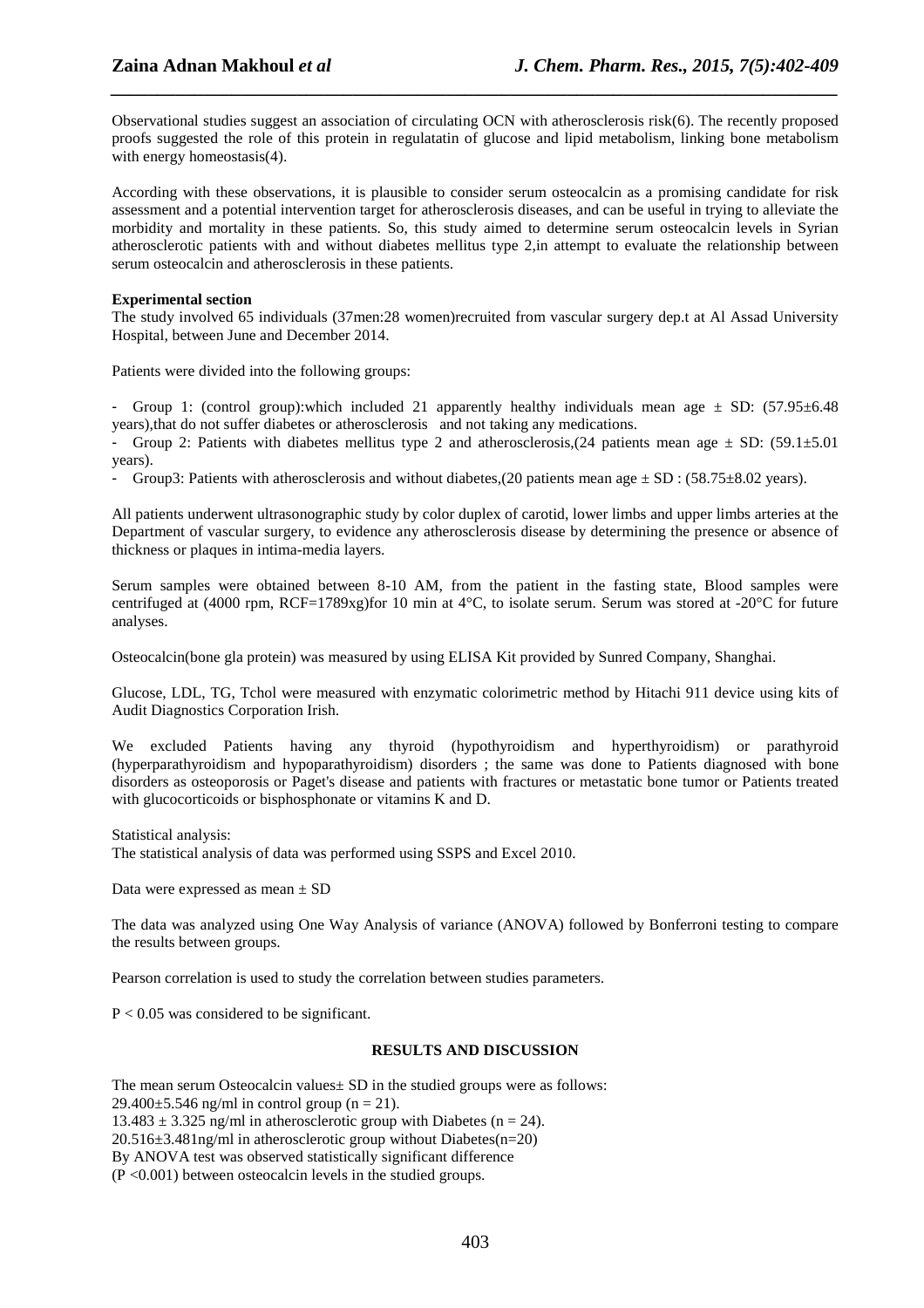Observational studies suggest an association of circulating OCN with atherosclerosis risk(6). The recently proposed proofs suggested the role of this protein in regulatatin of glucose and lipid metabolism, linking bone metabolism with energy homeostasis(4).

According with these observations, it is plausible to consider serum osteocalcin as a promising candidate for risk assessment and a potential intervention target for atherosclerosis diseases, and can be useful in trying to alleviate the morbidity and mortality in these patients. So, this study aimed to determine serum osteocalcin levels in Syrian atherosclerotic patients with and without diabetes mellitus type 2,in attempt to evaluate the relationship between serum osteocalcin and atherosclerosis in these patients.

**Experimental section**

The study involved 65 individuals (37men:28 women)recruited from vascular surgery dep.t at Al Assad University Hospital, between June and December 2014.

Patients were divided into the following groups:

- Group 1: (control group):which included 21 apparently healthy individuals mean age ± SD: (57.95±6.48 years),that do not suffer diabetes or atherosclerosis and not taking any medications.
- Group 2: Patients with diabetes mellitus type 2 and atherosclerosis,(24 patients mean age ± SD: (59.1±5.01 years).
- Group3: Patients with atherosclerosis and without diabetes,(20 patients mean age ± SD : (58.75±8.02 years).

All patients underwent ultrasonographic study by color duplex of carotid, lower limbs and upper limbs arteries at the Department of vascular surgery, to evidence any atherosclerosis disease by determining the presence or absence of thickness or plaques in intima-media layers.

Serum samples were obtained between 8-10 AM, from the patient in the fasting state, Blood samples were centrifuged at (4000 rpm, RCF=1789xg)for 10 min at 4°C, to isolate serum. Serum was stored at -20°C for future analyses.

Osteocalcin(bone gla protein) was measured by using ELISA Kit provided by Sunred Company, Shanghai.

Glucose, LDL, TG, Tchol were measured with enzymatic colorimetric method by Hitachi 911 device using kits of Audit Diagnostics Corporation Irish.

We excluded Patients having any thyroid (hypothyroidism and hyperthyroidism) or parathyroid (hyperparathyroidism and hypoparathyroidism) disorders ; the same was done to Patients diagnosed with bone disorders as osteoporosis or Paget's disease and patients with fractures or metastatic bone tumor or Patients treated with glucocorticoids or bisphosphonate or vitamins K and D.

Statistical analysis:

The statistical analysis of data was performed using SSPS and Excel 2010.

Data were expressed as mean ± SD

The data was analyzed using One Way Analysis of variance (ANOVA) followed by Bonferroni testing to compare the results between groups.

Pearson correlation is used to study the correlation between studies parameters.

$P < 0.05$ was considered to be significant.

## RESULTS AND DISCUSSION

The mean serum Osteocalcin values± SD in the studied groups were as follows:
29.400±5.546 ng/ml in control group ($n = 21$).
13.483 ± 3.325 ng/ml in atherosclerotic group with Diabetes ($n = 24$).
20.516±3.481ng/ml in atherosclerotic group without Diabetes($n=20$)
By ANOVA test was observed statistically significant difference
($P <0.001$) between osteocalcin levels in the studied groups.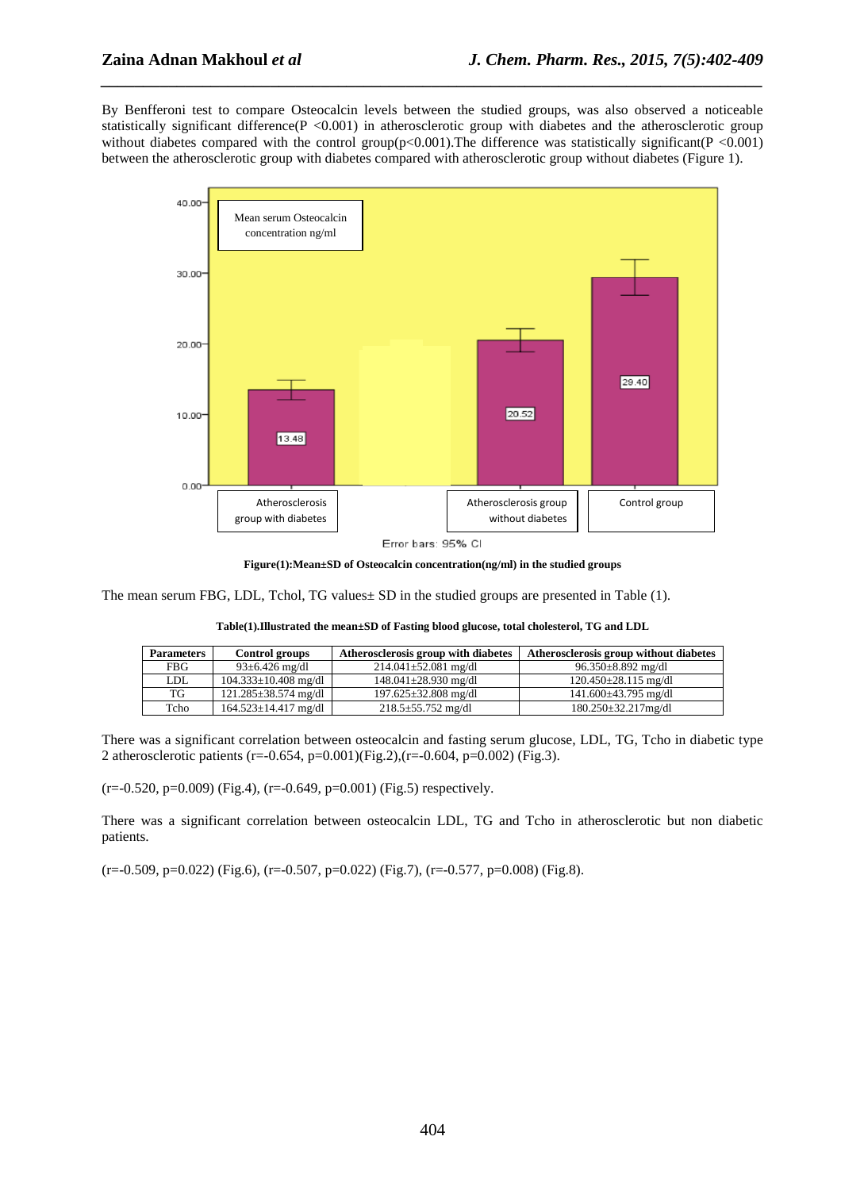By Benfferoni test to compare Osteocalcin levels between the studied groups, was also observed a noticeable statistically significant difference(P <0.001) in atherosclerotic group with diabetes and the atherosclerotic group without diabetes compared with the control group(p<0.001).The difference was statistically significant(P <0.001) between the atherosclerotic group with diabetes compared with atherosclerotic group without diabetes (Figure 1).

Mean serum Osteocalcin concentration ng/ml

| Group | Mean |
|---|---|
| Atherosclerosis group with diabetes | 13.48 |
| Atherosclerosis group without diabetes | 20.52 |
| Control group | 29.40 |

Error bars: 95% CI

**Figure(1):Mean±SD of Osteocalcin concentration(ng/ml) in the studied groups**

The mean serum FBG, LDL, Tchol, TG values± SD in the studied groups are presented in Table (1).

**Table(1).Illustrated the mean±SD of Fasting blood glucose, total cholesterol, TG and LDL**

| Parameters | Control groups | Atherosclerosis group with diabetes | Atherosclerosis group without diabetes |
|---|---|---|---|
| FBG | 93±6.426 mg/dl | 214.041±52.081 mg/dl | 96.350±8.892 mg/dl |
| LDL | 104.333±10.408 mg/dl | 148.041±28.930 mg/dl | 120.450±28.115 mg/dl |
| TG | 121.285±38.574 mg/dl | 197.625±32.808 mg/dl | 141.600±43.795 mg/dl |
| Tcho | 164.523±14.417 mg/dl | 218.5±55.752 mg/dl | 180.250±32.217mg/dl |

There was a significant correlation between osteocalcin and fasting serum glucose, LDL, TG, Tcho in diabetic type 2 atherosclerotic patients (r=-0.654, p=0.001)(Fig.2),(r=-0.604, p=0.002) (Fig.3).

(r=-0.520, p=0.009) (Fig.4), (r=-0.649, p=0.001) (Fig.5) respectively.

There was a significant correlation between osteocalcin LDL, TG and Tcho in atherosclerotic but non diabetic patients.

(r=-0.509, p=0.022) (Fig.6), (r=-0.507, p=0.022) (Fig.7), (r=-0.577, p=0.008) (Fig.8).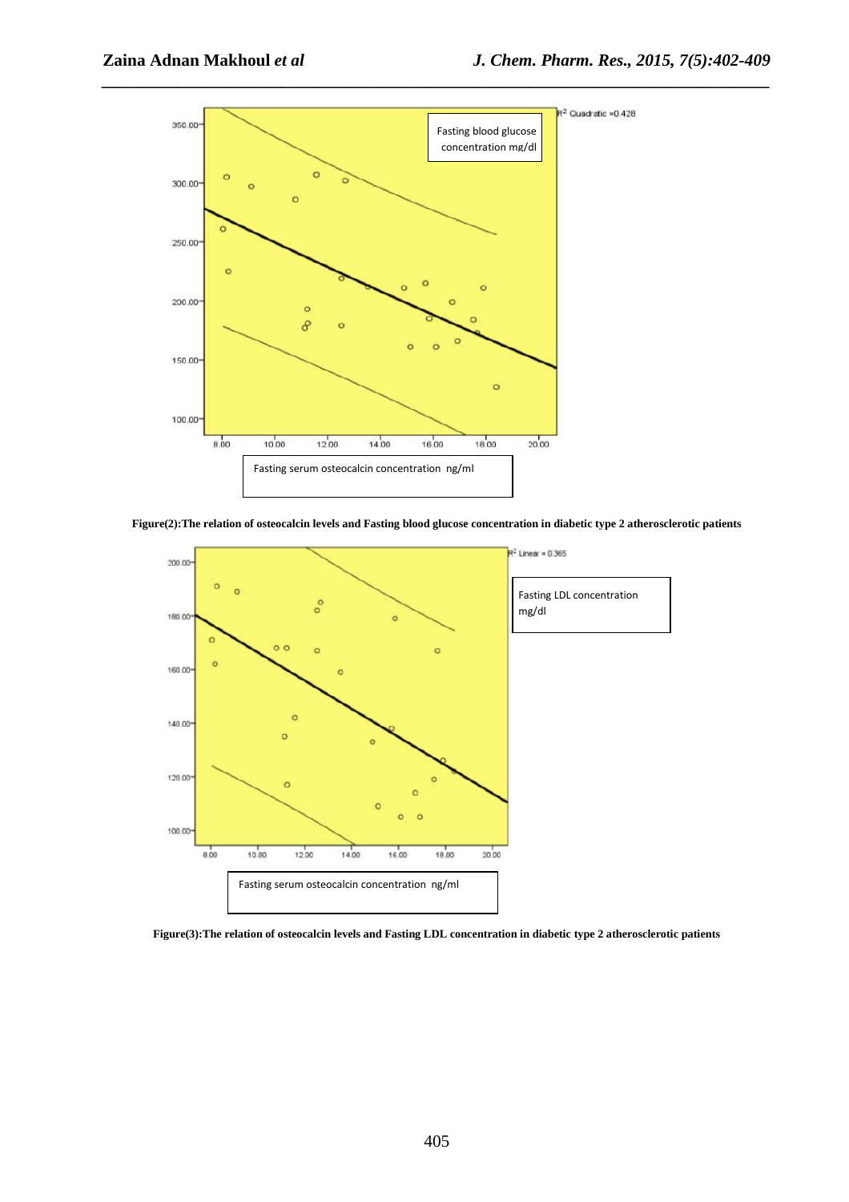Figure(2):The relation of osteocalcin levels and Fasting blood glucose concentration in diabetic type 2 atherosclerotic patients

Figure(3):The relation of osteocalcin levels and Fasting LDL concentration in diabetic type 2 atherosclerotic patients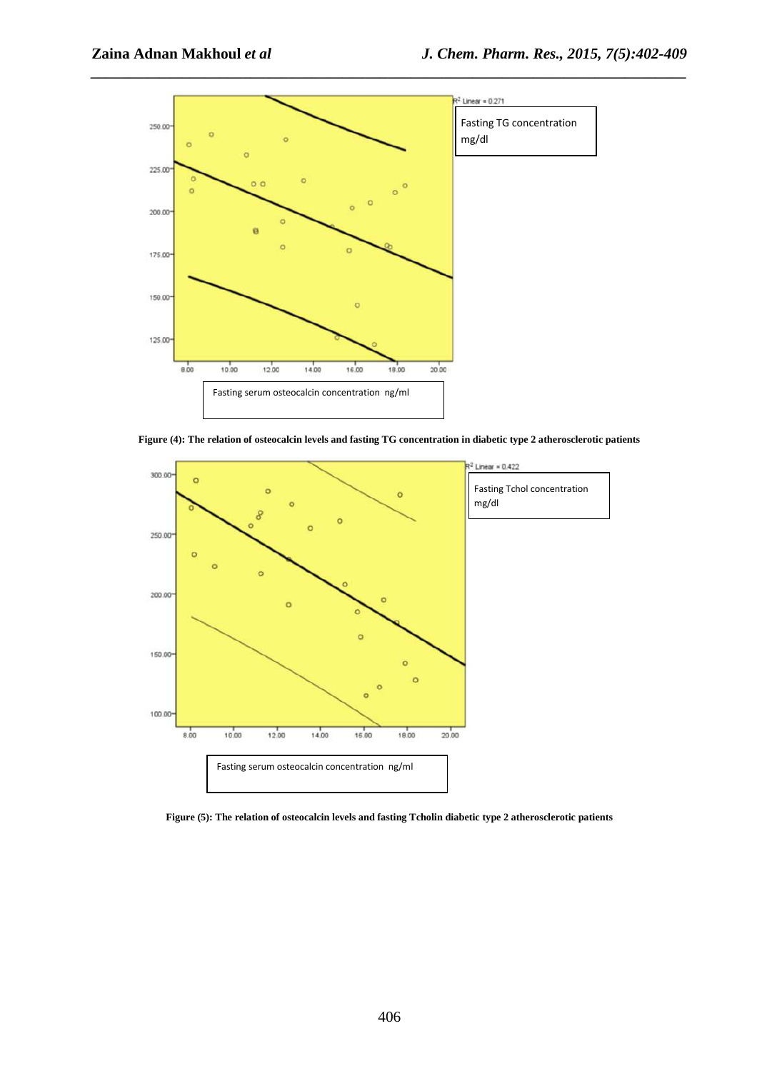Figure (4): The relation of osteocalcin levels and fasting TG concentration in diabetic type 2 atherosclerotic patients

Figure (5): The relation of osteocalcin levels and fasting Tcholin diabetic type 2 atherosclerotic patients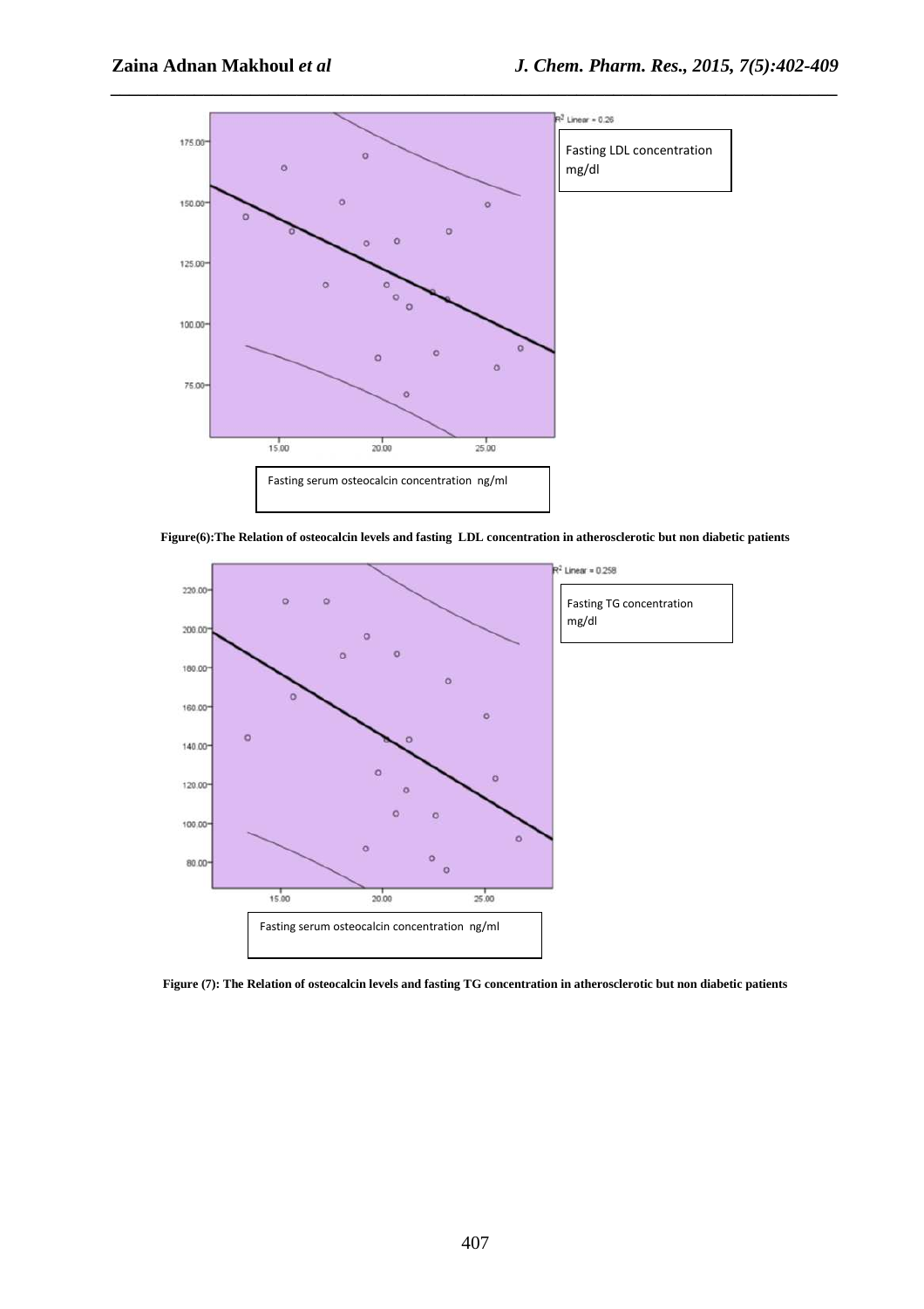Figure(6):The Relation of osteocalcin levels and fasting LDL concentration in atherosclerotic but non diabetic patients

Figure (7): The Relation of osteocalcin levels and fasting TG concentration in atherosclerotic but non diabetic patients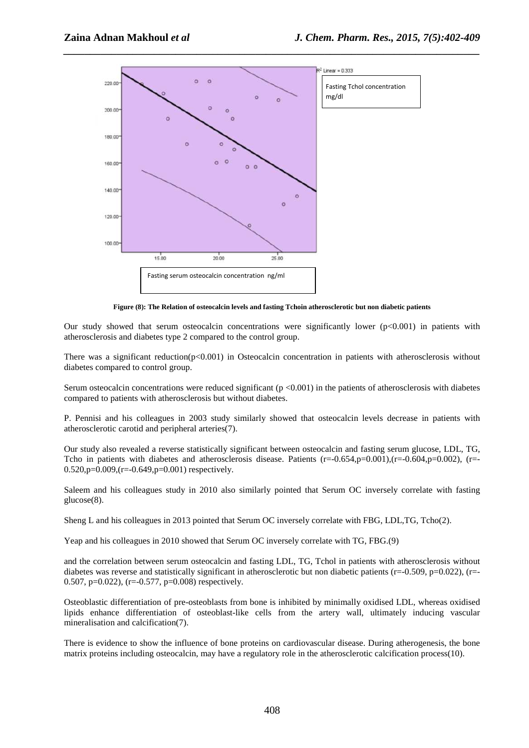Figure (8): The Relation of osteocalcin levels and fasting Tchoin atherosclerotic but non diabetic patients

Our study showed that serum osteocalcin concentrations were significantly lower ($p<0.001$) in patients with atherosclerosis and diabetes type 2 compared to the control group.

There was a significant reduction($p<0.001$) in Osteocalcin concentration in patients with atherosclerosis without diabetes compared to control group.

Serum osteocalcin concentrations were reduced significant ($p <0.001$) in the patients of atherosclerosis with diabetes compared to patients with atherosclerosis but without diabetes.

P. Pennisi and his colleagues in 2003 study similarly showed that osteocalcin levels decrease in patients with atherosclerotic carotid and peripheral arteries(7).

Our study also revealed a reverse statistically significant between osteocalcin and fasting serum glucose, LDL, TG, Tcho in patients with diabetes and atherosclerosis disease. Patients ($r=-0.654, p=0.001$),($r=-0.604, p=0.002$), ($r=-0.520, p=0.009$,($r=-0.649, p=0.001$) respectively.

Saleem and his colleagues study in 2010 also similarly pointed that Serum OC inversely correlate with fasting glucose(8).

Sheng L and his colleagues in 2013 pointed that Serum OC inversely correlate with FBG, LDL,TG, Tcho(2).

Yeap and his colleagues in 2010 showed that Serum OC inversely correlate with TG, FBG.(9)

and the correlation between serum osteocalcin and fasting LDL, TG, Tchol in patients with atherosclerosis without diabetes was reverse and statistically significant in atherosclerotic but non diabetic patients ($r=-0.509$, $p=0.022$), ($r=-0.507$, $p=0.022$), ($r=-0.577$, $p=0.008$) respectively.

Osteoblastic differentiation of pre-osteoblasts from bone is inhibited by minimally oxidised LDL, whereas oxidised lipids enhance differentiation of osteoblast-like cells from the artery wall, ultimately inducing vascular mineralisation and calcification(7).

There is evidence to show the influence of bone proteins on cardiovascular disease. During atherogenesis, the bone matrix proteins including osteocalcin, may have a regulatory role in the atherosclerotic calcification process(10).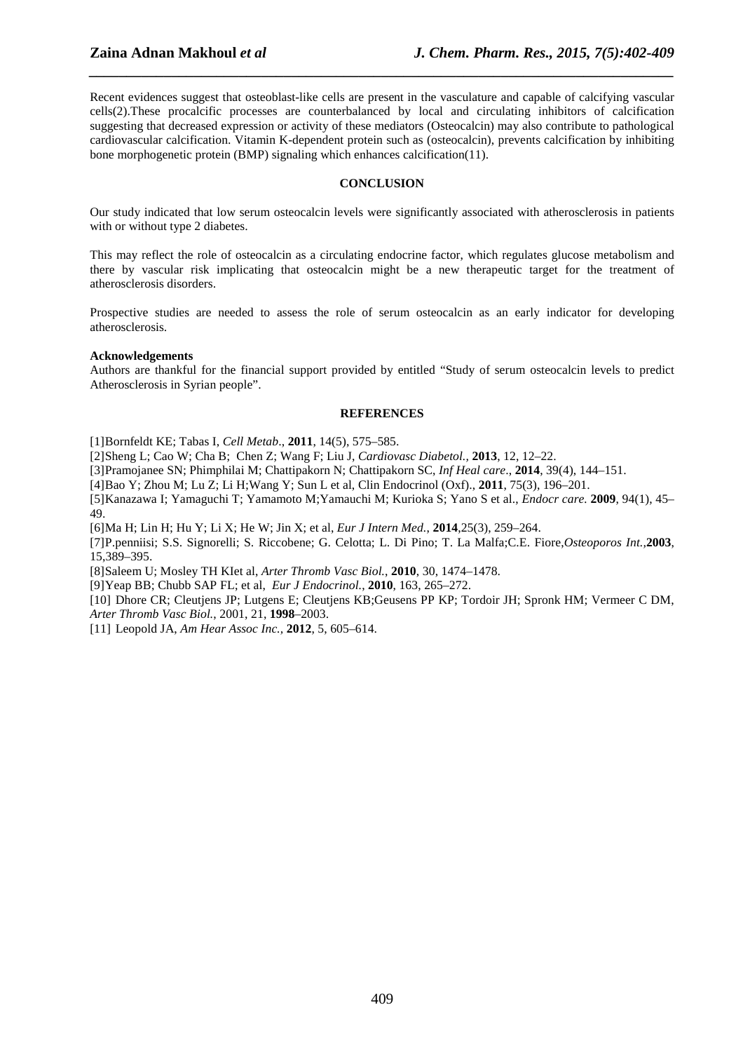Recent evidences suggest that osteoblast-like cells are present in the vasculature and capable of calcifying vascular cells(2).These procalcific processes are counterbalanced by local and circulating inhibitors of calcification suggesting that decreased expression or activity of these mediators (Osteocalcin) may also contribute to pathological cardiovascular calcification. Vitamin K-dependent protein such as (osteocalcin), prevents calcification by inhibiting bone morphogenetic protein (BMP) signaling which enhances calcification(11).

## CONCLUSION

Our study indicated that low serum osteocalcin levels were significantly associated with atherosclerosis in patients with or without type 2 diabetes.

This may reflect the role of osteocalcin as a circulating endocrine factor, which regulates glucose metabolism and there by vascular risk implicating that osteocalcin might be a new therapeutic target for the treatment of atherosclerosis disorders.

Prospective studies are needed to assess the role of serum osteocalcin as an early indicator for developing atherosclerosis.

**Acknowledgements**

Authors are thankful for the financial support provided by entitled "Study of serum osteocalcin levels to predict Atherosclerosis in Syrian people".

## REFERENCES

[1]Bornfeldt KE; Tabas I, *Cell Metab*., **2011**, 14(5), 575–585.

[2]Sheng L; Cao W; Cha B; Chen Z; Wang F; Liu J, *Cardiovasc Diabetol.*, **2013**, 12, 12–22.

[3]Pramojanee SN; Phimphilai M; Chattipakorn N; Chattipakorn SC, *Inf Heal care*., **2014**, 39(4), 144–151.

[4]Bao Y; Zhou M; Lu Z; Li H;Wang Y; Sun L et al, Clin Endocrinol (Oxf)., **2011**, 75(3), 196–201.

[5]Kanazawa I; Yamaguchi T; Yamamoto M;Yamauchi M; Kurioka S; Yano S et al., *Endocr care.* **2009**, 94(1), 45–49.

[6]Ma H; Lin H; Hu Y; Li X; He W; Jin X; et al, *Eur J Intern Med.*, **2014**,25(3), 259–264.

[7]P.penniisi; S.S. Signorelli; S. Riccobene; G. Celotta; L. Di Pino; T. La Malfa;C.E. Fiore,*Osteoporos Int.*,**2003**, 15,389–395.

[8]Saleem U; Mosley TH KIet al, *Arter Thromb Vasc Biol.*, **2010**, 30, 1474–1478.

[9]Yeap BB; Chubb SAP FL; et al, *Eur J Endocrinol.*, **2010**, 163, 265–272.

[10] Dhore CR; Cleutjens JP; Lutgens E; Cleutjens KB;Geusens PP KP; Tordoir JH; Spronk HM; Vermeer C DM, *Arter Thromb Vasc Biol.*, 2001, 21, **1998**–2003.

[11] Leopold JA, *Am Hear Assoc Inc.*, **2012**, 5, 605–614.